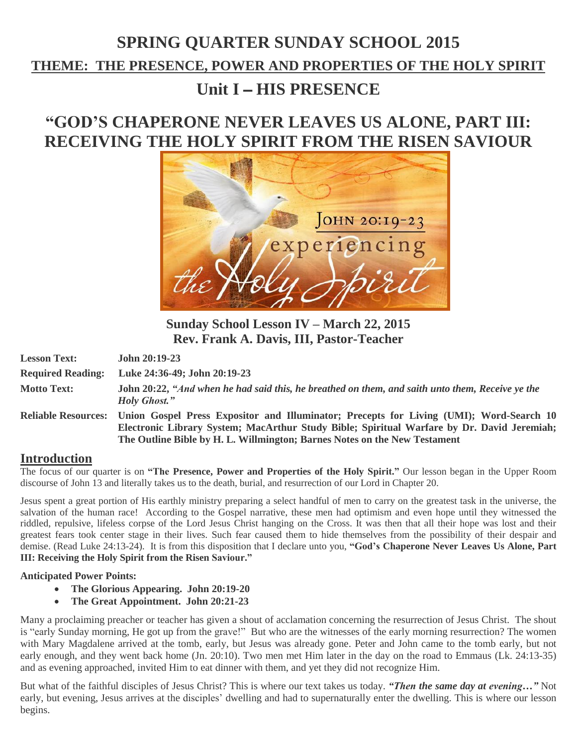# SPRING QUARTER SUNDAY SCHOOL 2015

## THEME: THE PRESENCE, POWER AND PROPERTIES OF THE HOLY SPIRIT

## Unit I – HIS PRESENCE

# "GOD'S CHAPERONE NEVER LEAVES US ALONE, PART III: RECEIVING THE HOLY SPIRIT FROM THE RISEN SAVIOUR

**Sunday School Lesson IV – March 22, 2015**
**Rev. Frank A. Davis, III, Pastor-Teacher**

| | |
|---|---|
| **Lesson Text:** | **John 20:19-23** |
| **Required Reading:** | **Luke 24:36-49; John 20:19-23** |
| **Motto Text:** | **John 20:22, *"And when he had said this, he breathed on them, and saith unto them, Receive ye the Holy Ghost."*** |
| **Reliable Resources:** | **Union Gospel Press Expositor and Illuminator; Precepts for Living (UMI); Word-Search 10 Electronic Library System; MacArthur Study Bible; Spiritual Warfare by Dr. David Jeremiah; The Outline Bible by H. L. Willmington; Barnes Notes on the New Testament** |

## Introduction

The focus of our quarter is on **"The Presence, Power and Properties of the Holy Spirit."** Our lesson began in the Upper Room discourse of John 13 and literally takes us to the death, burial, and resurrection of our Lord in Chapter 20.

Jesus spent a great portion of His earthly ministry preparing a select handful of men to carry on the greatest task in the universe, the salvation of the human race! According to the Gospel narrative, these men had optimism and even hope until they witnessed the riddled, repulsive, lifeless corpse of the Lord Jesus Christ hanging on the Cross. It was then that all their hope was lost and their greatest fears took center stage in their lives. Such fear caused them to hide themselves from the possibility of their despair and demise. (Read Luke 24:13-24). It is from this disposition that I declare unto you, **"God's Chaperone Never Leaves Us Alone, Part III: Receiving the Holy Spirit from the Risen Saviour."**

**Anticipated Power Points:**

- **The Glorious Appearing. John 20:19-20**
- **The Great Appointment. John 20:21-23**

Many a proclaiming preacher or teacher has given a shout of acclamation concerning the resurrection of Jesus Christ. The shout is "early Sunday morning, He got up from the grave!" But who are the witnesses of the early morning resurrection? The women with Mary Magdalene arrived at the tomb, early, but Jesus was already gone. Peter and John came to the tomb early, but not early enough, and they went back home (Jn. 20:10). Two men met Him later in the day on the road to Emmaus (Lk. 24:13-35) and as evening approached, invited Him to eat dinner with them, and yet they did not recognize Him.

But what of the faithful disciples of Jesus Christ? This is where our text takes us today. ***"Then the same day at evening…"*** Not early, but evening, Jesus arrives at the disciples' dwelling and had to supernaturally enter the dwelling. This is where our lesson begins.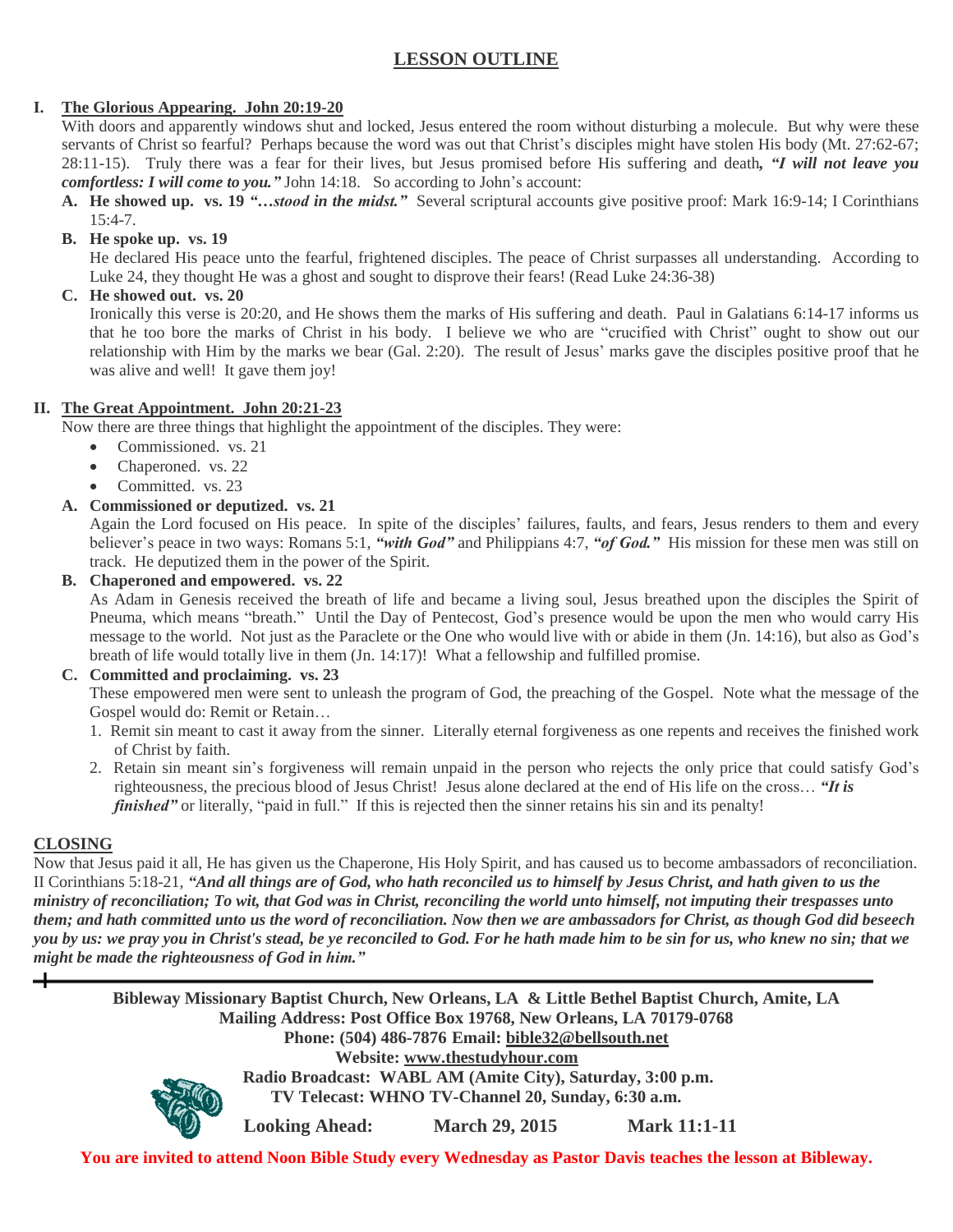## LESSON OUTLINE

**I. The Glorious Appearing. John 20:19-20**

With doors and apparently windows shut and locked, Jesus entered the room without disturbing a molecule. But why were these servants of Christ so fearful? Perhaps because the word was out that Christ's disciples might have stolen His body (Mt. 27:62-67; 28:11-15). Truly there was a fear for their lives, but Jesus promised before His suffering and death, ***"I will not leave you comfortless: I will come to you."*** John 14:18. So according to John's account:

**A. He showed up. vs. 19** ***"…stood in the midst."*** Several scriptural accounts give positive proof: Mark 16:9-14; I Corinthians 15:4-7.

**B. He spoke up. vs. 19**

He declared His peace unto the fearful, frightened disciples. The peace of Christ surpasses all understanding. According to Luke 24, they thought He was a ghost and sought to disprove their fears! (Read Luke 24:36-38)

**C. He showed out. vs. 20**

Ironically this verse is 20:20, and He shows them the marks of His suffering and death. Paul in Galatians 6:14-17 informs us that he too bore the marks of Christ in his body. I believe we who are "crucified with Christ" ought to show out our relationship with Him by the marks we bear (Gal. 2:20). The result of Jesus' marks gave the disciples positive proof that he was alive and well! It gave them joy!

**II. The Great Appointment. John 20:21-23**

Now there are three things that highlight the appointment of the disciples. They were:

- Commissioned. vs. 21
- Chaperoned. vs. 22
- Committed. vs. 23

**A. Commissioned or deputized. vs. 21**

Again the Lord focused on His peace. In spite of the disciples' failures, faults, and fears, Jesus renders to them and every believer's peace in two ways: Romans 5:1, ***"with God"*** and Philippians 4:7, ***"of God."*** His mission for these men was still on track. He deputized them in the power of the Spirit.

**B. Chaperoned and empowered. vs. 22**

As Adam in Genesis received the breath of life and became a living soul, Jesus breathed upon the disciples the Spirit of Pneuma, which means "breath." Until the Day of Pentecost, God's presence would be upon the men who would carry His message to the world. Not just as the Paraclete or the One who would live with or abide in them (Jn. 14:16), but also as God's breath of life would totally live in them (Jn. 14:17)! What a fellowship and fulfilled promise.

**C. Committed and proclaiming. vs. 23**

These empowered men were sent to unleash the program of God, the preaching of the Gospel. Note what the message of the Gospel would do: Remit or Retain…

1. Remit sin meant to cast it away from the sinner. Literally eternal forgiveness as one repents and receives the finished work of Christ by faith.
2. Retain sin meant sin's forgiveness will remain unpaid in the person who rejects the only price that could satisfy God's righteousness, the precious blood of Jesus Christ! Jesus alone declared at the end of His life on the cross… ***"It is finished"*** or literally, "paid in full." If this is rejected then the sinner retains his sin and its penalty!

**CLOSING**

Now that Jesus paid it all, He has given us the Chaperone, His Holy Spirit, and has caused us to become ambassadors of reconciliation. II Corinthians 5:18-21, ***"And all things are of God, who hath reconciled us to himself by Jesus Christ, and hath given to us the ministry of reconciliation; To wit, that God was in Christ, reconciling the world unto himself, not imputing their trespasses unto them; and hath committed unto us the word of reconciliation. Now then we are ambassadors for Christ, as though God did beseech you by us: we pray you in Christ's stead, be ye reconciled to God. For he hath made him to be sin for us, who knew no sin; that we might be made the righteousness of God in him."***

---

**Bibleway Missionary Baptist Church, New Orleans, LA & Little Bethel Baptist Church, Amite, LA**
**Mailing Address: Post Office Box 19768, New Orleans, LA 70179-0768**
**Phone: (504) 486-7876 Email: bible32@bellsouth.net**
**Website: www.thestudyhour.com**
**Radio Broadcast: WABL AM (Amite City), Saturday, 3:00 p.m.**
**TV Telecast: WHNO TV-Channel 20, Sunday, 6:30 a.m.**

**Looking Ahead: March 29, 2015 Mark 11:1-11**

**You are invited to attend Noon Bible Study every Wednesday as Pastor Davis teaches the lesson at Bibleway.**